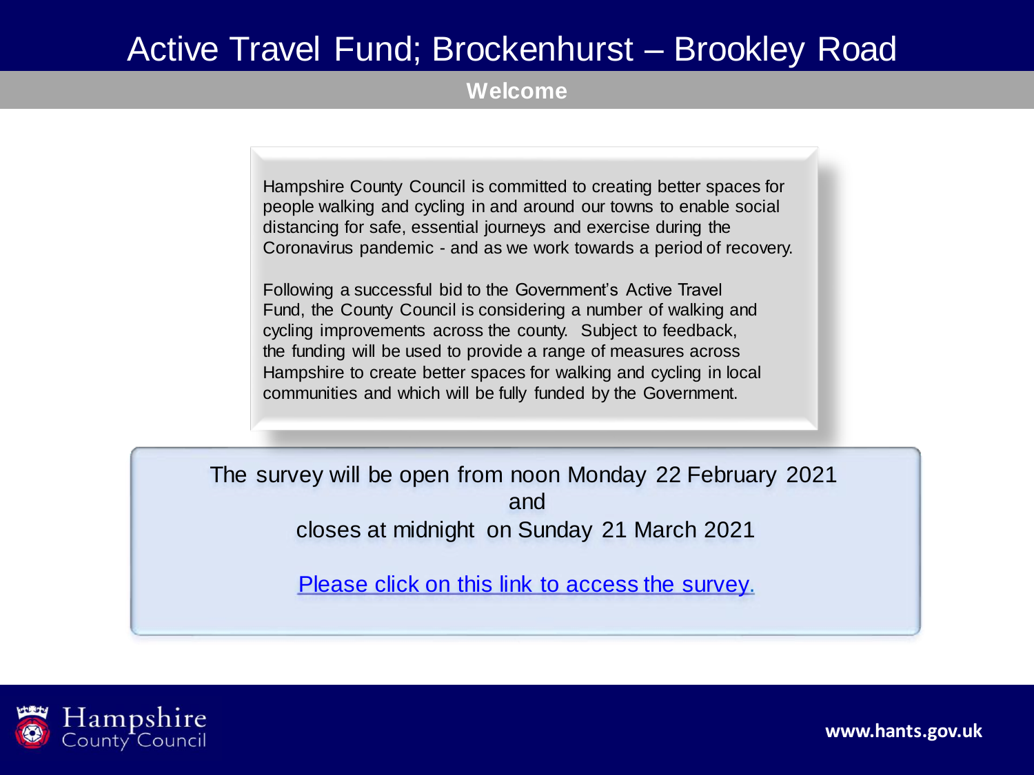# Active Travel Fund; Brockenhurst – Brookley Road

## Welcome

Hampshire County Council is committed to creating better spaces for people walking and cycling in and around our towns to enable social distancing for safe, essential journeys and exercise during the Coronavirus pandemic - and as we work towards a period of recovery.

Following a successful bid to the Government's Active Travel Fund, the County Council is considering a number of walking and cycling improvements across the county. Subject to feedback, the funding will be used to provide a range of measures across Hampshire to create better spaces for walking and cycling in local communities and which will be fully funded by the Government.

The survey will be open from noon Monday 22 February 2021
and
closes at midnight on Sunday 21 March 2021

Please click on this link to access the survey.

Hampshire County Council

www.hants.gov.uk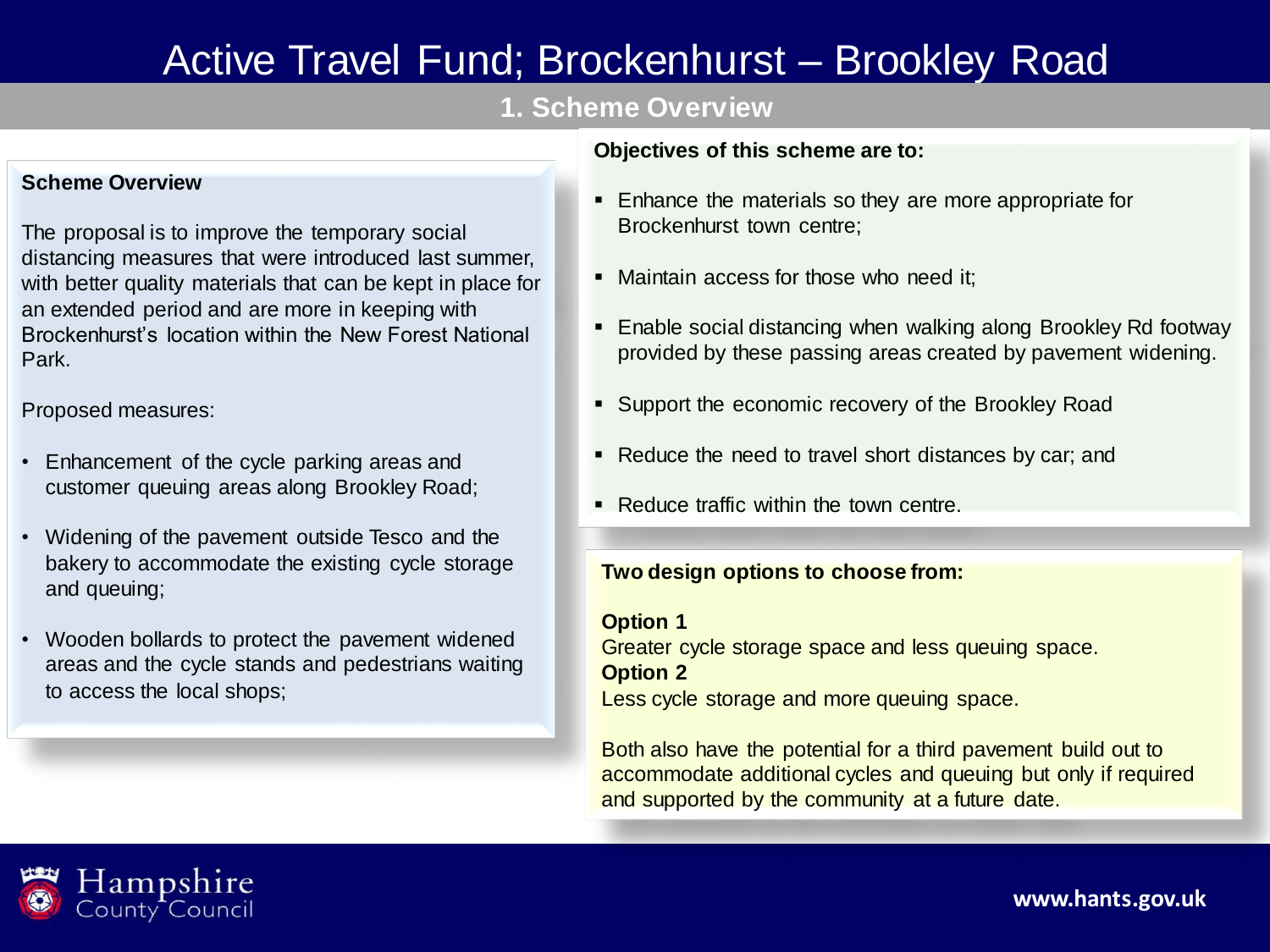# Active Travel Fund; Brockenhurst – Brookley Road

## 1. Scheme Overview

### Scheme Overview

The proposal is to improve the temporary social distancing measures that were introduced last summer, with better quality materials that can be kept in place for an extended period and are more in keeping with Brockenhurst's location within the New Forest National Park.

Proposed measures:

- Enhancement of the cycle parking areas and customer queuing areas along Brookley Road;
- Widening of the pavement outside Tesco and the bakery to accommodate the existing cycle storage and queuing;
- Wooden bollards to protect the pavement widened areas and the cycle stands and pedestrians waiting to access the local shops;

**Objectives of this scheme are to:**

- Enhance the materials so they are more appropriate for Brockenhurst town centre;
- Maintain access for those who need it;
- Enable social distancing when walking along Brookley Rd footway provided by these passing areas created by pavement widening.
- Support the economic recovery of the Brookley Road
- Reduce the need to travel short distances by car; and
- Reduce traffic within the town centre.

**Two design options to choose from:**

**Option 1**
Greater cycle storage space and less queuing space.
**Option 2**
Less cycle storage and more queuing space.

Both also have the potential for a third pavement build out to accommodate additional cycles and queuing but only if required and supported by the community at a future date.

Hampshire County Council

www.hants.gov.uk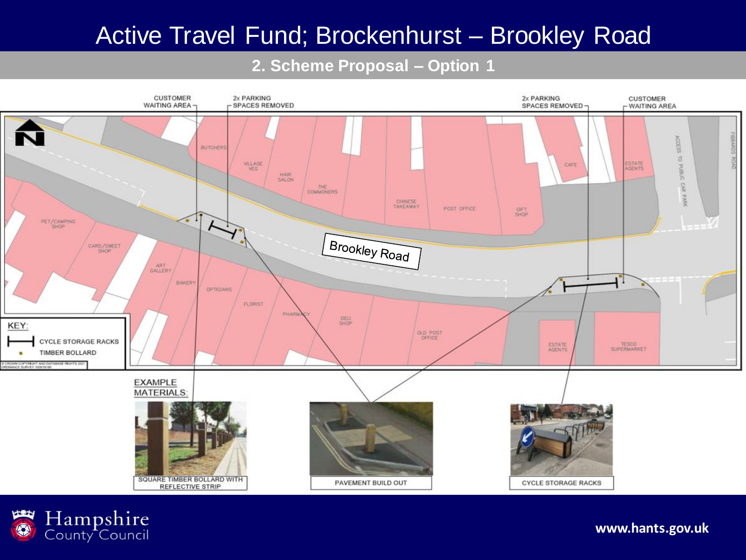# Active Travel Fund; Brockenhurst – Brookley Road

## 2. Scheme Proposal – Option 1

CUSTOMER WAITING AREA

2x PARKING SPACES REMOVED

2x PARKING SPACES REMOVED

CUSTOMER WAITING AREA

Brookley Road

BUTCHERS, VILLAGE VEG, HAIR SALON, THE COMMONERS, CHINESE TAKEAWAY, POST OFFICE, GIFT SHOP, CAFE, ESTATE AGENTS, ACCESS TO PUBLIC CAR PARK, FIBBARDS ROAD, PET/CAMPING SHOP, CARD/SWEET SHOP, ART GALLERY, BAKERY, OPTICIANS, FLORIST, PHARMACY, DELI SHOP, OLD POST OFFICE, ESTATE AGENTS, TESCO SUPERMARKET

KEY:

- CYCLE STORAGE RACKS
- TIMBER BOLLARD

© CROWN COPYRIGHT AND DATABASE RIGHTS 2021 ORDNANCE SURVEY 100019180

EXAMPLE MATERIALS:

SQUARE TIMBER BOLLARD WITH REFLECTIVE STRIP

PAVEMENT BUILD OUT

CYCLE STORAGE RACKS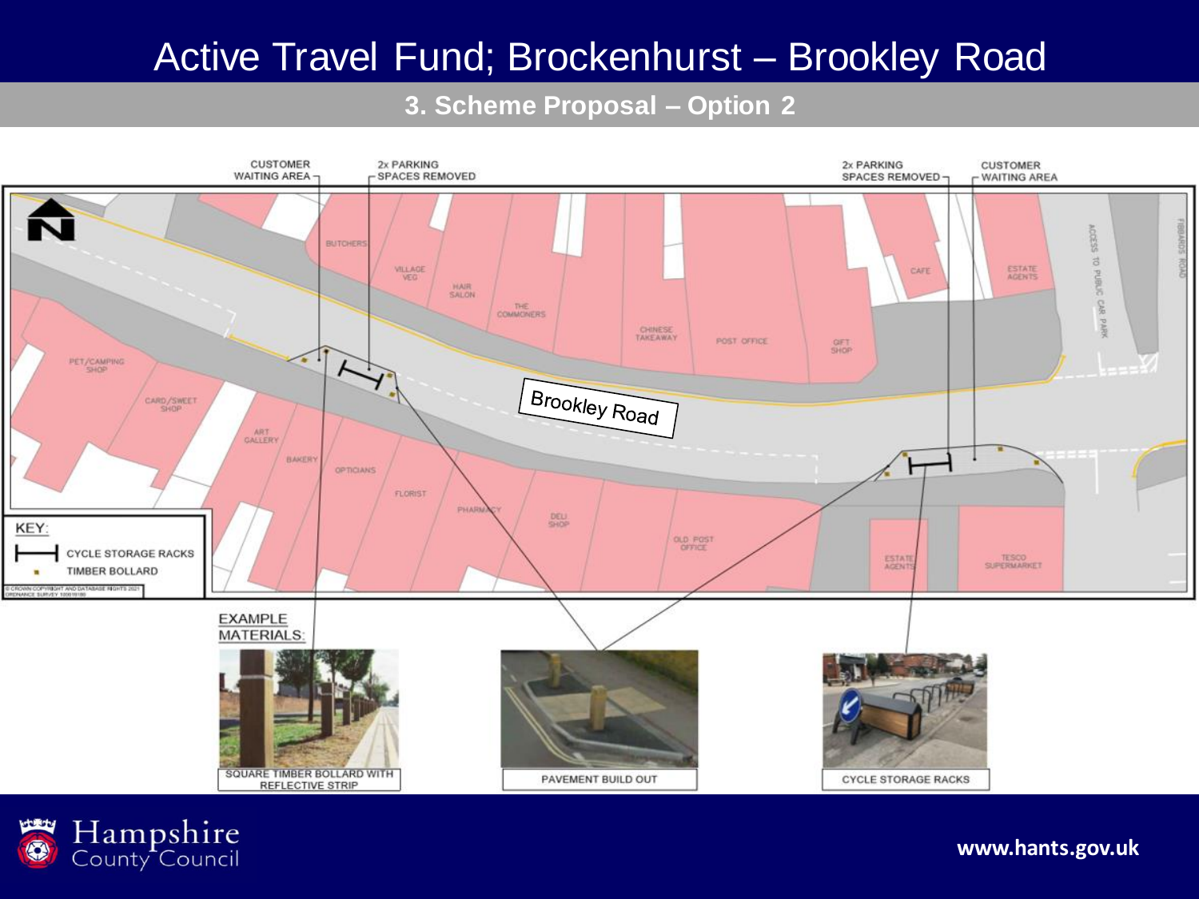# Active Travel Fund; Brockenhurst – Brookley Road

## 3. Scheme Proposal – Option 2

CUSTOMER WAITING AREA

2x PARKING SPACES REMOVED

2x PARKING SPACES REMOVED

CUSTOMER WAITING AREA

Brookley Road

BUTCHERS, VILLAGE VEG, HAIR SALON, THE COMMONERS, CHINESE TAKEAWAY, POST OFFICE, GIFT SHOP, CAFE, ESTATE AGENTS, ACCESS TO PUBLIC CAR PARK, FIBBARDS ROAD

PET/CAMPING SHOP, CARD/SWEET SHOP, ART GALLERY, BAKERY, OPTICIANS, FLORIST, PHARMACY, DELI SHOP, OLD POST OFFICE, ESTATE AGENTS, TESCO SUPERMARKET

KEY:

- CYCLE STORAGE RACKS
- TIMBER BOLLARD

© CROWN COPYRIGHT AND DATABASE RIGHTS 2021 ORDNANCE SURVEY 100019180

EXAMPLE MATERIALS:

SQUARE TIMBER BOLLARD WITH REFLECTIVE STRIP

PAVEMENT BUILD OUT

CYCLE STORAGE RACKS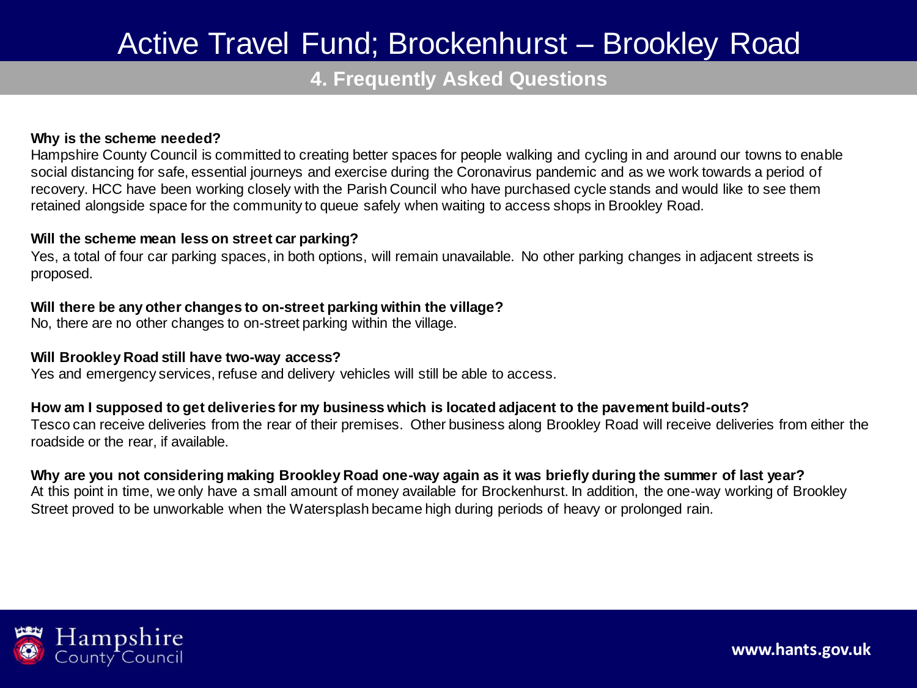# Active Travel Fund; Brockenhurst – Brookley Road

## 4. Frequently Asked Questions

**Why is the scheme needed?**
Hampshire County Council is committed to creating better spaces for people walking and cycling in and around our towns to enable social distancing for safe, essential journeys and exercise during the Coronavirus pandemic and as we work towards a period of recovery. HCC have been working closely with the Parish Council who have purchased cycle stands and would like to see them retained alongside space for the community to queue safely when waiting to access shops in Brookley Road.

**Will the scheme mean less on street car parking?**
Yes, a total of four car parking spaces, in both options, will remain unavailable. No other parking changes in adjacent streets is proposed.

**Will there be any other changes to on-street parking within the village?**
No, there are no other changes to on-street parking within the village.

**Will Brookley Road still have two-way access?**
Yes and emergency services, refuse and delivery vehicles will still be able to access.

**How am I supposed to get deliveries for my business which is located adjacent to the pavement build-outs?**
Tesco can receive deliveries from the rear of their premises. Other business along Brookley Road will receive deliveries from either the roadside or the rear, if available.

**Why are you not considering making Brookley Road one-way again as it was briefly during the summer of last year?**
At this point in time, we only have a small amount of money available for Brockenhurst. In addition, the one-way working of Brookley Street proved to be unworkable when the Watersplash became high during periods of heavy or prolonged rain.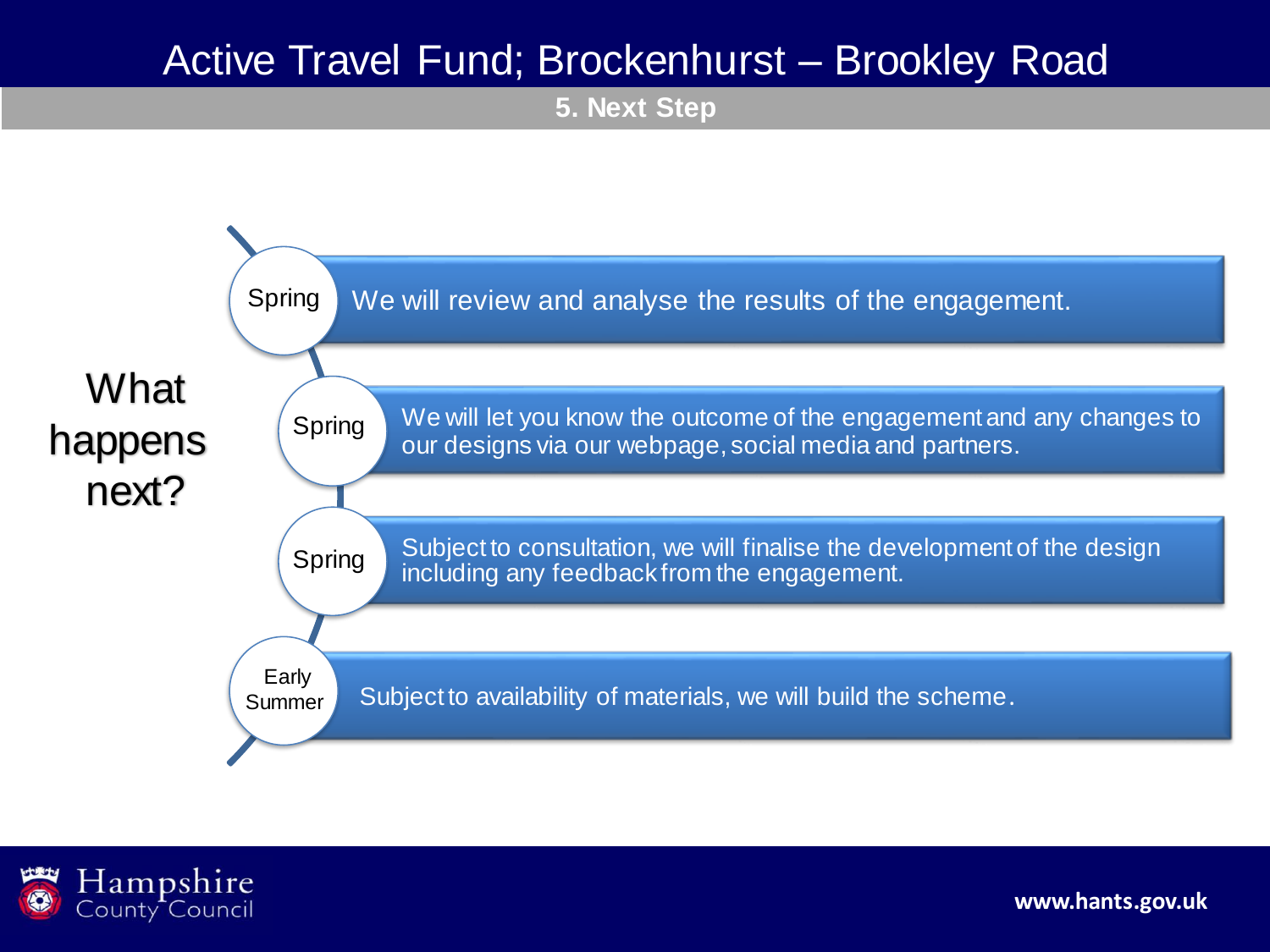# Active Travel Fund; Brockenhurst – Brookley Road

## 5. Next Step

### What happens next?

| When | What |
|---|---|
| Spring | We will review and analyse the results of the engagement. |
| Spring | We will let you know the outcome of the engagement and any changes to our designs via our webpage, social media and partners. |
| Spring | Subject to consultation, we will finalise the development of the design including any feedback from the engagement. |
| Early Summer | Subject to availability of materials, we will build the scheme. |

Hampshire County Council

www.hants.gov.uk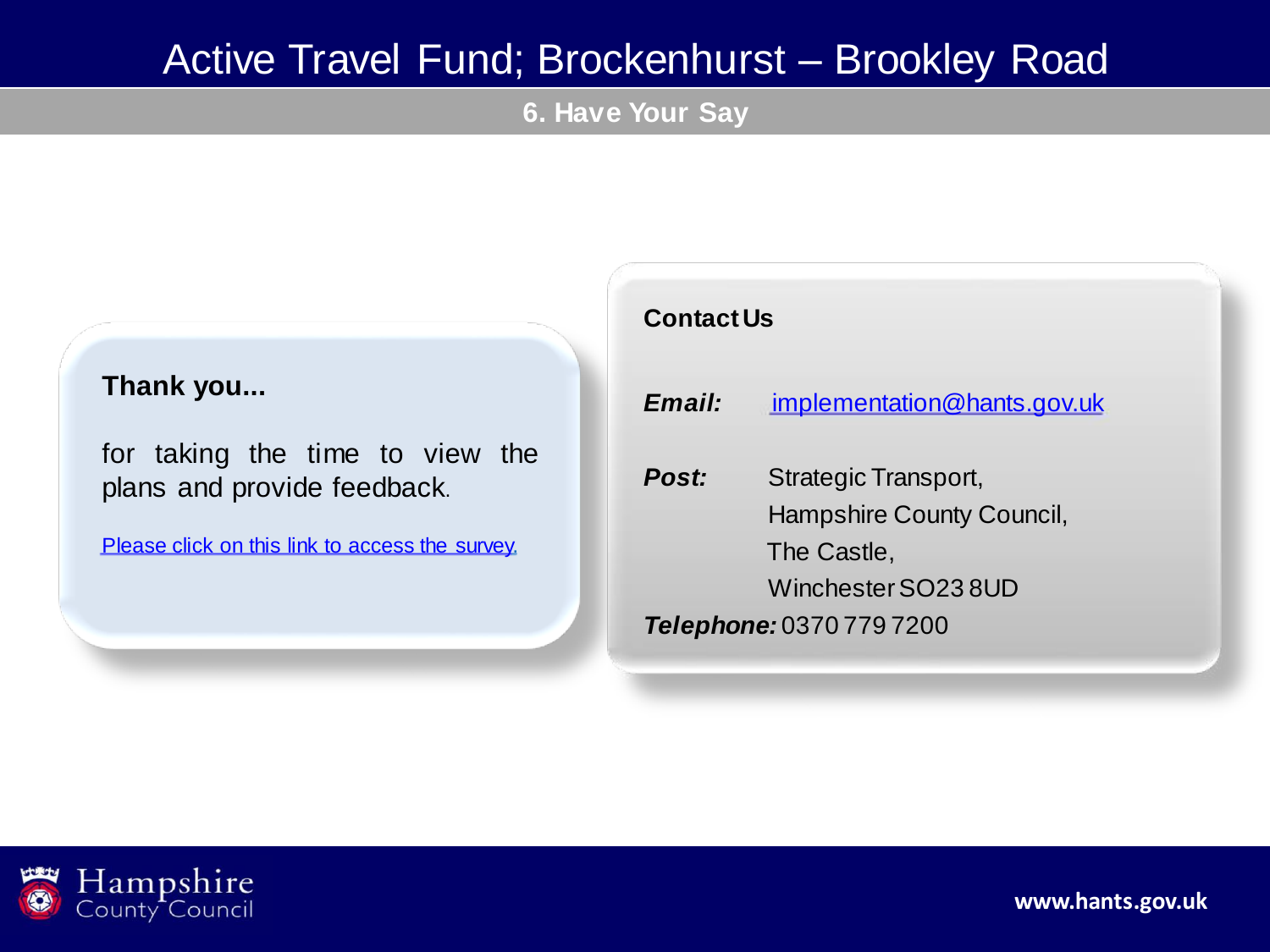# Active Travel Fund; Brockenhurst – Brookley Road

## 6. Have Your Say

**Thank you...**

for taking the time to view the plans and provide feedback.

Please click on this link to access the survey.

**Contact Us**

***Email:*** implementation@hants.gov.uk

***Post:*** Strategic Transport,
Hampshire County Council,
The Castle,
Winchester SO23 8UD

***Telephone:*** 0370 779 7200

Hampshire County Council

www.hants.gov.uk